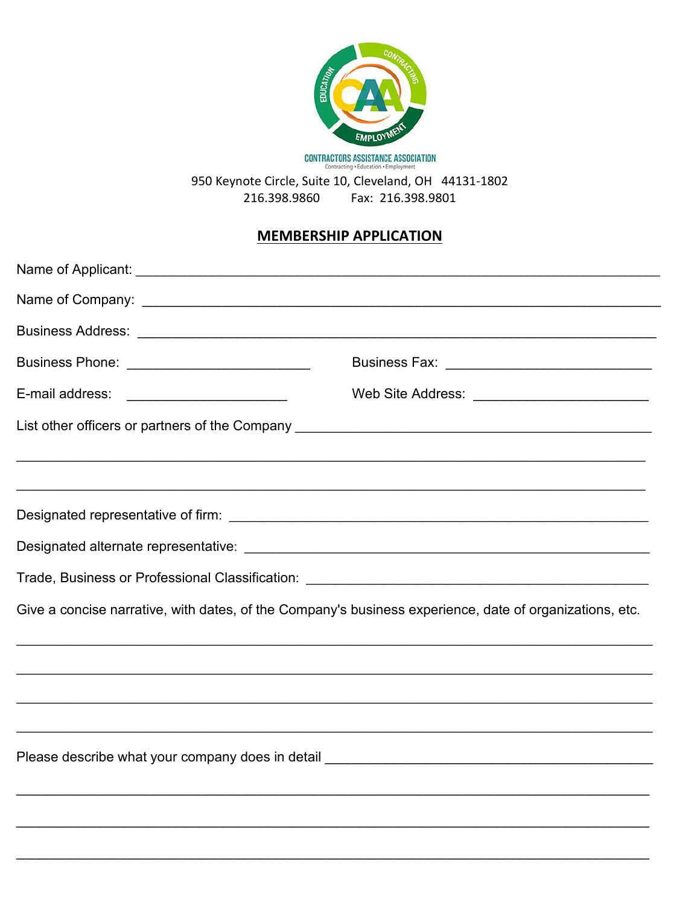CONTRACTORS ASSISTANCE ASSOCIATION
Contracting • Education • Employment

950 Keynote Circle, Suite 10, Cleveland, OH 44131-1802
216.398.9860 Fax: 216.398.9801

## MEMBERSHIP APPLICATION

Name of Applicant: ______________________________________________________________

Name of Company: ______________________________________________________________

Business Address: ______________________________________________________________

Business Phone: ________________________ Business Fax: ___________________________

E-mail address: _____________________ Web Site Address: _______________________

List other officers or partners of the Company _____________________________________________

_____________________________________________________________________________

_____________________________________________________________________________

Designated representative of firm: _______________________________________________

Designated alternate representative: _____________________________________________

Trade, Business or Professional Classification: ____________________________________

Give a concise narrative, with dates, of the Company's business experience, date of organizations, etc.

_____________________________________________________________________________

_____________________________________________________________________________

_____________________________________________________________________________

_____________________________________________________________________________

Please describe what your company does in detail __________________________________________

_____________________________________________________________________________

_____________________________________________________________________________

_____________________________________________________________________________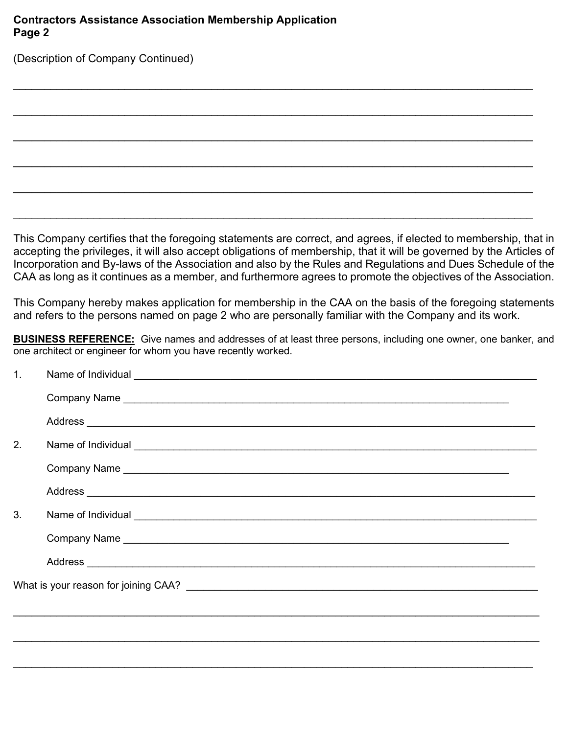**Contractors Assistance Association Membership Application**
**Page 2**

(Description of Company Continued)

\_\_\_\_\_\_\_\_\_\_\_\_\_\_\_\_\_\_\_\_\_\_\_\_\_\_\_\_\_\_\_\_\_\_\_\_\_\_\_\_\_\_\_\_\_\_\_\_\_\_\_\_\_\_\_\_\_\_\_\_\_\_\_\_\_\_\_\_\_\_\_\_\_\_\_\_

\_\_\_\_\_\_\_\_\_\_\_\_\_\_\_\_\_\_\_\_\_\_\_\_\_\_\_\_\_\_\_\_\_\_\_\_\_\_\_\_\_\_\_\_\_\_\_\_\_\_\_\_\_\_\_\_\_\_\_\_\_\_\_\_\_\_\_\_\_\_\_\_\_\_\_\_

\_\_\_\_\_\_\_\_\_\_\_\_\_\_\_\_\_\_\_\_\_\_\_\_\_\_\_\_\_\_\_\_\_\_\_\_\_\_\_\_\_\_\_\_\_\_\_\_\_\_\_\_\_\_\_\_\_\_\_\_\_\_\_\_\_\_\_\_\_\_\_\_\_\_\_\_

\_\_\_\_\_\_\_\_\_\_\_\_\_\_\_\_\_\_\_\_\_\_\_\_\_\_\_\_\_\_\_\_\_\_\_\_\_\_\_\_\_\_\_\_\_\_\_\_\_\_\_\_\_\_\_\_\_\_\_\_\_\_\_\_\_\_\_\_\_\_\_\_\_\_\_\_

\_\_\_\_\_\_\_\_\_\_\_\_\_\_\_\_\_\_\_\_\_\_\_\_\_\_\_\_\_\_\_\_\_\_\_\_\_\_\_\_\_\_\_\_\_\_\_\_\_\_\_\_\_\_\_\_\_\_\_\_\_\_\_\_\_\_\_\_\_\_\_\_\_\_\_\_

\_\_\_\_\_\_\_\_\_\_\_\_\_\_\_\_\_\_\_\_\_\_\_\_\_\_\_\_\_\_\_\_\_\_\_\_\_\_\_\_\_\_\_\_\_\_\_\_\_\_\_\_\_\_\_\_\_\_\_\_\_\_\_\_\_\_\_\_\_\_\_\_\_\_\_\_

This Company certifies that the foregoing statements are correct, and agrees, if elected to membership, that in accepting the privileges, it will also accept obligations of membership, that it will be governed by the Articles of Incorporation and By-laws of the Association and also by the Rules and Regulations and Dues Schedule of the CAA as long as it continues as a member, and furthermore agrees to promote the objectives of the Association.

This Company hereby makes application for membership in the CAA on the basis of the foregoing statements and refers to the persons named on page 2 who are personally familiar with the Company and its work.

**BUSINESS REFERENCE:** Give names and addresses of at least three persons, including one owner, one banker, and one architect or engineer for whom you have recently worked.

1. Name of Individual \_\_\_\_\_\_\_\_\_\_\_\_\_\_\_\_\_\_\_\_\_\_\_\_\_\_\_\_\_\_\_\_\_\_\_\_\_\_\_\_\_\_\_\_\_\_\_\_\_\_\_\_\_\_\_\_

   Company Name \_\_\_\_\_\_\_\_\_\_\_\_\_\_\_\_\_\_\_\_\_\_\_\_\_\_\_\_\_\_\_\_\_\_\_\_\_\_\_\_\_\_\_\_\_\_\_\_\_\_\_\_\_\_\_\_

   Address \_\_\_\_\_\_\_\_\_\_\_\_\_\_\_\_\_\_\_\_\_\_\_\_\_\_\_\_\_\_\_\_\_\_\_\_\_\_\_\_\_\_\_\_\_\_\_\_\_\_\_\_\_\_\_\_\_\_\_\_\_\_

2. Name of Individual \_\_\_\_\_\_\_\_\_\_\_\_\_\_\_\_\_\_\_\_\_\_\_\_\_\_\_\_\_\_\_\_\_\_\_\_\_\_\_\_\_\_\_\_\_\_\_\_\_\_\_\_\_\_\_\_

   Company Name \_\_\_\_\_\_\_\_\_\_\_\_\_\_\_\_\_\_\_\_\_\_\_\_\_\_\_\_\_\_\_\_\_\_\_\_\_\_\_\_\_\_\_\_\_\_\_\_\_\_\_\_\_\_\_\_

   Address \_\_\_\_\_\_\_\_\_\_\_\_\_\_\_\_\_\_\_\_\_\_\_\_\_\_\_\_\_\_\_\_\_\_\_\_\_\_\_\_\_\_\_\_\_\_\_\_\_\_\_\_\_\_\_\_\_\_\_\_\_\_

3. Name of Individual \_\_\_\_\_\_\_\_\_\_\_\_\_\_\_\_\_\_\_\_\_\_\_\_\_\_\_\_\_\_\_\_\_\_\_\_\_\_\_\_\_\_\_\_\_\_\_\_\_\_\_\_\_\_\_\_

   Company Name \_\_\_\_\_\_\_\_\_\_\_\_\_\_\_\_\_\_\_\_\_\_\_\_\_\_\_\_\_\_\_\_\_\_\_\_\_\_\_\_\_\_\_\_\_\_\_\_\_\_\_\_\_\_\_\_

   Address \_\_\_\_\_\_\_\_\_\_\_\_\_\_\_\_\_\_\_\_\_\_\_\_\_\_\_\_\_\_\_\_\_\_\_\_\_\_\_\_\_\_\_\_\_\_\_\_\_\_\_\_\_\_\_\_\_\_\_\_\_\_

What is your reason for joining CAA? \_\_\_\_\_\_\_\_\_\_\_\_\_\_\_\_\_\_\_\_\_\_\_\_\_\_\_\_\_\_\_\_\_\_\_\_\_\_\_\_\_\_\_\_\_\_\_\_\_\_

\_\_\_\_\_\_\_\_\_\_\_\_\_\_\_\_\_\_\_\_\_\_\_\_\_\_\_\_\_\_\_\_\_\_\_\_\_\_\_\_\_\_\_\_\_\_\_\_\_\_\_\_\_\_\_\_\_\_\_\_\_\_\_\_\_\_\_\_\_\_\_\_\_\_\_\_

\_\_\_\_\_\_\_\_\_\_\_\_\_\_\_\_\_\_\_\_\_\_\_\_\_\_\_\_\_\_\_\_\_\_\_\_\_\_\_\_\_\_\_\_\_\_\_\_\_\_\_\_\_\_\_\_\_\_\_\_\_\_\_\_\_\_\_\_\_\_\_\_\_\_\_\_

\_\_\_\_\_\_\_\_\_\_\_\_\_\_\_\_\_\_\_\_\_\_\_\_\_\_\_\_\_\_\_\_\_\_\_\_\_\_\_\_\_\_\_\_\_\_\_\_\_\_\_\_\_\_\_\_\_\_\_\_\_\_\_\_\_\_\_\_\_\_\_\_\_\_\_\_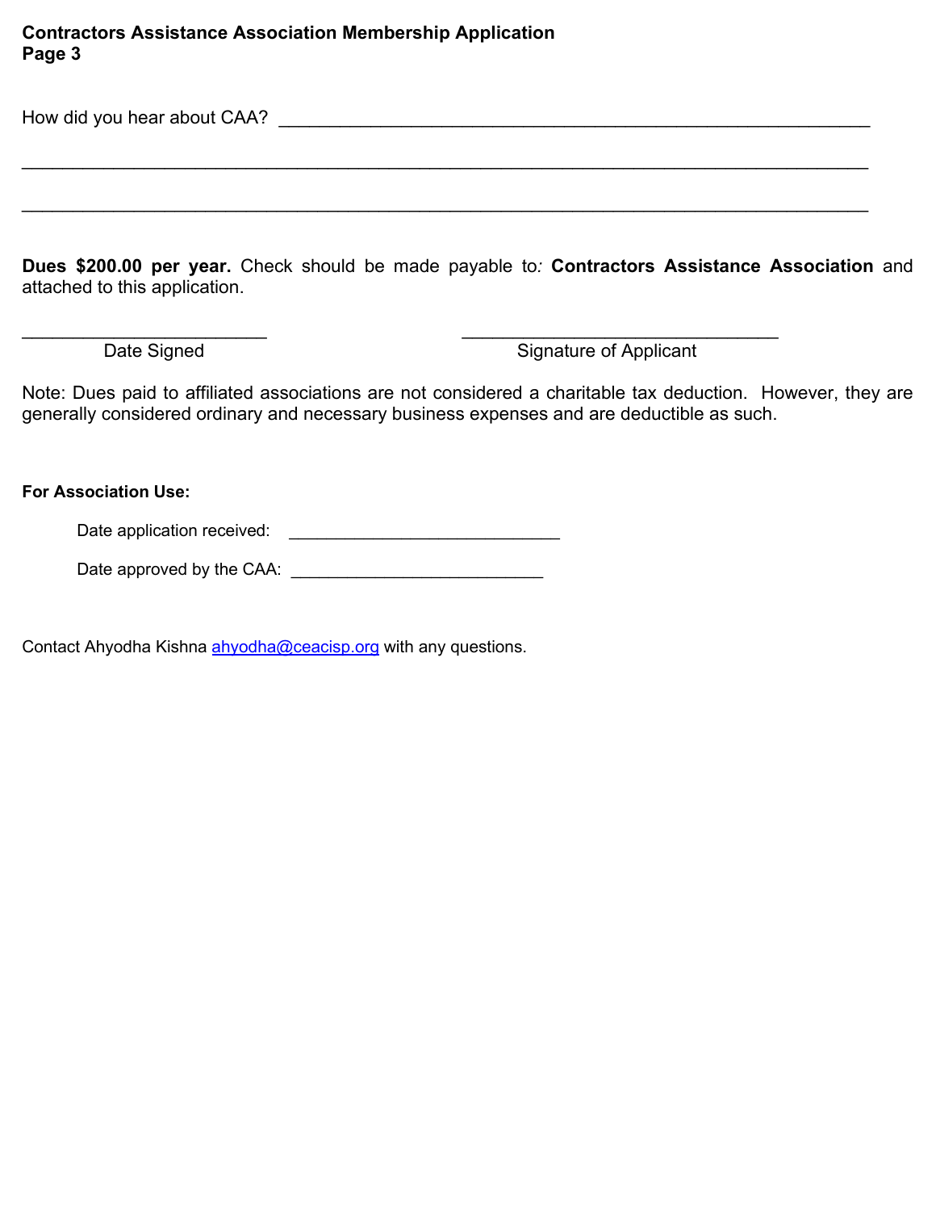**Contractors Assistance Association Membership Application**
**Page 3**

How did you hear about CAA? ____________________________________________________________

______________________________________________________________________________________

______________________________________________________________________________________

**Dues $200.00 per year.** Check should be made payable to*:* **Contractors Assistance Association** and attached to this application.

_________________________ _________________________________

Date Signed Signature of Applicant

Note: Dues paid to affiliated associations are not considered a charitable tax deduction. However, they are generally considered ordinary and necessary business expenses and are deductible as such.

**For Association Use:**

Date application received: ______________________________

Date approved by the CAA: ____________________________

Contact Ahyodha Kishna [ahyodha@ceacisp.org](mailto:ahyodha@ceacisp.org) with any questions.